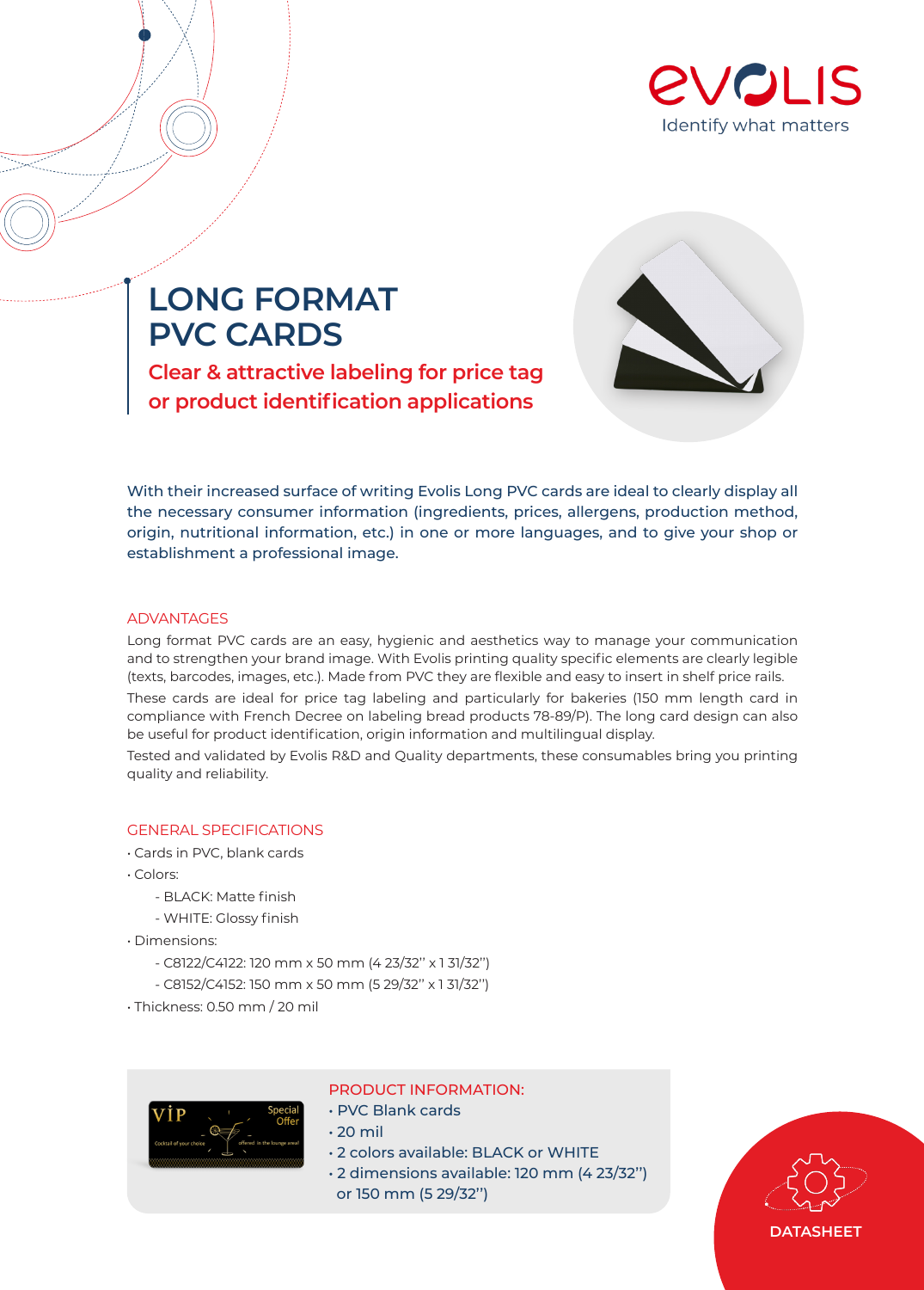# LONG FORMAT PVC CARDS

## Clear & attractive labeling for price tag or product identification applications

With their increased surface of writing Evolis Long PVC cards are ideal to clearly display all the necessary consumer information (ingredients, prices, allergens, production method, origin, nutritional information, etc.) in one or more languages, and to give your shop or establishment a professional image.

### ADVANTAGES

Long format PVC cards are an easy, hygienic and aesthetics way to manage your communication and to strengthen your brand image. With Evolis printing quality specific elements are clearly legible (texts, barcodes, images, etc.). Made from PVC they are flexible and easy to insert in shelf price rails.

These cards are ideal for price tag labeling and particularly for bakeries (150 mm length card in compliance with French Decree on labeling bread products 78-89/P). The long card design can also be useful for product identification, origin information and multilingual display.

Tested and validated by Evolis R&D and Quality departments, these consumables bring you printing quality and reliability.

### GENERAL SPECIFICATIONS

- Cards in PVC, blank cards
- Colors:
  - BLACK: Matte finish
  - WHITE: Glossy finish
- Dimensions:
  - C8122/C4122: 120 mm x 50 mm (4 23/32'' x 1 31/32'')
  - C8152/C4152: 150 mm x 50 mm (5 29/32'' x 1 31/32'')
- Thickness: 0.50 mm / 20 mil

### PRODUCT INFORMATION:

- PVC Blank cards
- 20 mil
- 2 colors available: BLACK or WHITE
- 2 dimensions available: 120 mm (4 23/32'') or 150 mm (5 29/32'')

DATASHEET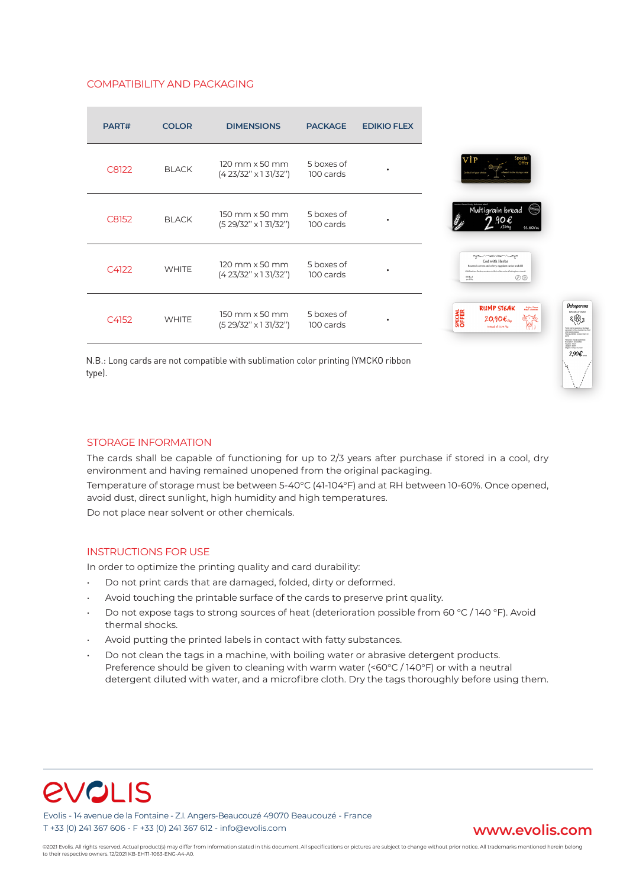## COMPATIBILITY AND PACKAGING

| PART# | COLOR | DIMENSIONS | PACKAGE | EDIKIO FLEX |
|---|---|---|---|---|
| C8122 | BLACK | 120 mm x 50 mm (4 23/32'' x 1 31/32'') | 5 boxes of 100 cards | • |
| C8152 | BLACK | 150 mm x 50 mm (5 29/32'' x 1 31/32'') | 5 boxes of 100 cards | • |
| C4122 | WHITE | 120 mm x 50 mm (4 23/32'' x 1 31/32'') | 5 boxes of 100 cards | • |
| C4152 | WHITE | 150 mm x 50 mm (5 29/32'' x 1 31/32'') | 5 boxes of 100 cards | • |

N.B.: Long cards are not compatible with sublimation color printing (YMCKO ribbon type).

## STORAGE INFORMATION

The cards shall be capable of functioning for up to 2/3 years after purchase if stored in a cool, dry environment and having remained unopened from the original packaging.

Temperature of storage must be between 5-40°C (41-104°F) and at RH between 10-60%. Once opened, avoid dust, direct sunlight, high humidity and high temperatures.

Do not place near solvent or other chemicals.

## INSTRUCTIONS FOR USE

In order to optimize the printing quality and card durability:

- Do not print cards that are damaged, folded, dirty or deformed.
- Avoid touching the printable surface of the cards to preserve print quality.
- Do not expose tags to strong sources of heat (deterioration possible from 60 °C / 140 °F). Avoid thermal shocks.
- Avoid putting the printed labels in contact with fatty substances.
- Do not clean the tags in a machine, with boiling water or abrasive detergent products. Preference should be given to cleaning with warm water (<60°C / 140°F) or with a neutral detergent diluted with water, and a microfibre cloth. Dry the tags thoroughly before using them.

evolis

Evolis - 14 avenue de la Fontaine - Z.I. Angers-Beaucouzé 49070 Beaucouzé - France
T +33 (0) 241 367 606 - F +33 (0) 241 367 612 - info@evolis.com

www.evolis.com

©2021 Evolis. All rights reserved. Actual product(s) may differ from information stated in this document. All specifications or pictures are subject to change without prior notice. All trademarks mentioned herein belong to their respective owners. 12/2021 KB-EHT1-1063-ENG-A4-A0.